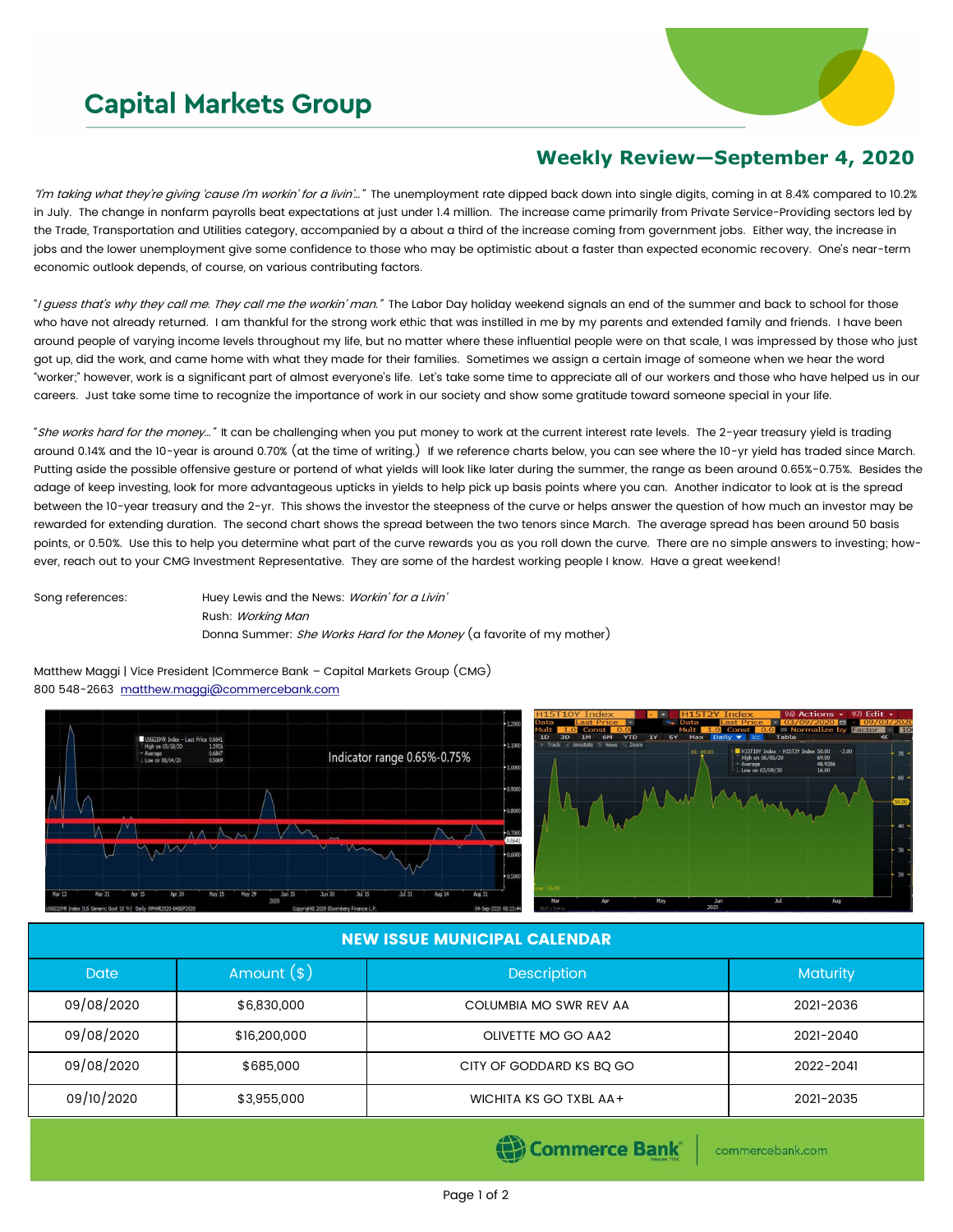# Capital Markets Group

## Weekly Review—September 4, 2020

*"I'm taking what they're giving 'cause I'm workin' for a livin'…"* The unemployment rate dipped back down into single digits, coming in at 8.4% compared to 10.2% in July. The change in nonfarm payrolls beat expectations at just under 1.4 million. The increase came primarily from Private Service-Providing sectors led by the Trade, Transportation and Utilities category, accompanied by a about a third of the increase coming from government jobs. Either way, the increase in jobs and the lower unemployment give some confidence to those who may be optimistic about a faster than expected economic recovery. One's near-term economic outlook depends, of course, on various contributing factors.

"*I guess that's why they call me. They call me the workin' man."* The Labor Day holiday weekend signals an end of the summer and back to school for those who have not already returned. I am thankful for the strong work ethic that was instilled in me by my parents and extended family and friends. I have been around people of varying income levels throughout my life, but no matter where these influential people were on that scale, I was impressed by those who just got up, did the work, and came home with what they made for their families. Sometimes we assign a certain image of someone when we hear the word "worker;" however, work is a significant part of almost everyone's life. Let's take some time to appreciate all of our workers and those who have helped us in our careers. Just take some time to recognize the importance of work in our society and show some gratitude toward someone special in your life.

"*She works hard for the money…"* It can be challenging when you put money to work at the current interest rate levels. The 2-year treasury yield is trading around 0.14% and the 10-year is around 0.70% (at the time of writing.) If we reference charts below, you can see where the 10-yr yield has traded since March. Putting aside the possible offensive gesture or portend of what yields will look like later during the summer, the range as been around 0.65%-0.75%. Besides the adage of keep investing, look for more advantageous upticks in yields to help pick up basis points where you can. Another indicator to look at is the spread between the 10-year treasury and the 2-yr. This shows the investor the steepness of the curve or helps answer the question of how much an investor may be rewarded for extending duration. The second chart shows the spread between the two tenors since March. The average spread has been around 50 basis points, or 0.50%. Use this to help you determine what part of the curve rewards you as you roll down the curve. There are no simple answers to investing; however, reach out to your CMG Investment Representative. They are some of the hardest working people I know. Have a great weekend!

Song references:
- Huey Lewis and the News: *Workin' for a Livin'*
- Rush: *Working Man*
- Donna Summer: *She Works Hard for the Money* (a favorite of my mother)

Matthew Maggi | Vice President |Commerce Bank – Capital Markets Group (CMG)
800 548-2663 matthew.maggi@commercebank.com

Indicator range 0.65%-0.75%

| NEW ISSUE MUNICIPAL CALENDAR | | | |
|---|---|---|---|
| **Date** | **Amount ($)** | **Description** | **Maturity** |
| 09/08/2020 | $6,830,000 | COLUMBIA MO SWR REV AA | 2021-2036 |
| 09/08/2020 | $16,200,000 | OLIVETTE MO GO AA2 | 2021-2040 |
| 09/08/2020 | $685,000 | CITY OF GODDARD KS BQ GO | 2022-2041 |
| 09/10/2020 | $3,955,000 | WICHITA KS GO TXBL AA+ | 2021-2035 |

Commerce Bank | commercebank.com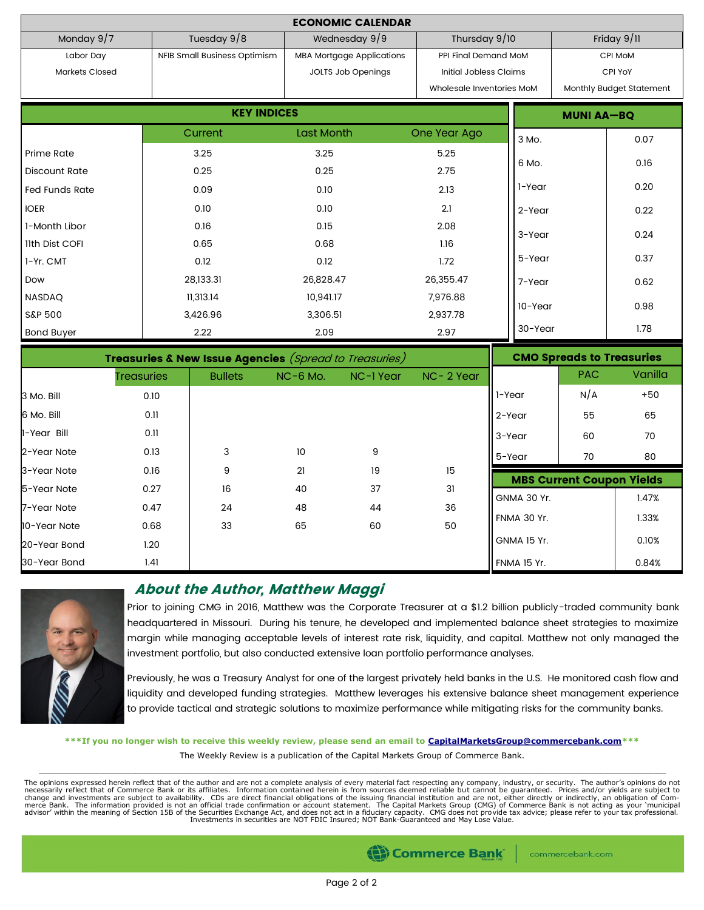## ECONOMIC CALENDAR

| Monday 9/7 | Tuesday 9/8 | Wednesday 9/9 | Thursday 9/10 | Friday 9/11 |
|---|---|---|---|---|
| Labor Day | NFIB Small Business Optimism | MBA Mortgage Applications | PPI Final Demand MoM | CPI MoM |
| Markets Closed | | JOLTS Job Openings | Initial Jobless Claims | CPI YoY |
| | | | Wholesale Inventories MoM | Monthly Budget Statement |

## KEY INDICES

| | Current | Last Month | One Year Ago |
|---|---|---|---|
| Prime Rate | 3.25 | 3.25 | 5.25 |
| Discount Rate | 0.25 | 0.25 | 2.75 |
| Fed Funds Rate | 0.09 | 0.10 | 2.13 |
| IOER | 0.10 | 0.10 | 2.1 |
| 1-Month Libor | 0.16 | 0.15 | 2.08 |
| 11th Dist COFI | 0.65 | 0.68 | 1.16 |
| 1-Yr. CMT | 0.12 | 0.12 | 1.72 |
| Dow | 28,133.31 | 26,828.47 | 26,355.47 |
| NASDAQ | 11,313.14 | 10,941.17 | 7,976.88 |
| S&P 500 | 3,426.96 | 3,306.51 | 2,937.78 |
| Bond Buyer | 2.22 | 2.09 | 2.97 |

## MUNI AA—BQ

| | |
|---|---|
| 3 Mo. | 0.07 |
| 6 Mo. | 0.16 |
| 1-Year | 0.20 |
| 2-Year | 0.22 |
| 3-Year | 0.24 |
| 5-Year | 0.37 |
| 7-Year | 0.62 |
| 10-Year | 0.98 |
| 30-Year | 1.78 |

## Treasuries & New Issue Agencies *(Spread to Treasuries)*

| | Treasuries | Bullets | NC-6 Mo. | NC-1 Year | NC- 2 Year |
|---|---|---|---|---|---|
| 3 Mo. Bill | 0.10 | | | | |
| 6 Mo. Bill | 0.11 | | | | |
| 1-Year Bill | 0.11 | | | | |
| 2-Year Note | 0.13 | 3 | 10 | 9 | |
| 3-Year Note | 0.16 | 9 | 21 | 19 | 15 |
| 5-Year Note | 0.27 | 16 | 40 | 37 | 31 |
| 7-Year Note | 0.47 | 24 | 48 | 44 | 36 |
| 10-Year Note | 0.68 | 33 | 65 | 60 | 50 |
| 20-Year Bond | 1.20 | | | | |
| 30-Year Bond | 1.41 | | | | |

## CMO Spreads to Treasuries

| | PAC | Vanilla |
|---|---|---|
| 1-Year | N/A | +50 |
| 2-Year | 55 | 65 |
| 3-Year | 60 | 70 |
| 5-Year | 70 | 80 |

## MBS Current Coupon Yields

| | |
|---|---|
| GNMA 30 Yr. | 1.47% |
| FNMA 30 Yr. | 1.33% |
| GNMA 15 Yr. | 0.10% |
| FNMA 15 Yr. | 0.84% |

## *About the Author, Matthew Maggi*

Prior to joining CMG in 2016, Matthew was the Corporate Treasurer at a $1.2 billion publicly-traded community bank headquartered in Missouri. During his tenure, he developed and implemented balance sheet strategies to maximize margin while managing acceptable levels of interest rate risk, liquidity, and capital. Matthew not only managed the investment portfolio, but also conducted extensive loan portfolio performance analyses.

Previously, he was a Treasury Analyst for one of the largest privately held banks in the U.S. He monitored cash flow and liquidity and developed funding strategies. Matthew leverages his extensive balance sheet management experience to provide tactical and strategic solutions to maximize performance while mitigating risks for the community banks.

**\*\*\*If you no longer wish to receive this weekly review, please send an email to CapitalMarketsGroup@commercebank.com\*\*\***

The Weekly Review is a publication of the Capital Markets Group of Commerce Bank.

The opinions expressed herein reflect that of the author and are not a complete analysis of every material fact respecting any company, industry, or security. The author's opinions do not necessarily reflect that of Commerce Bank or its affiliates. Information contained herein is from sources deemed reliable but cannot be guaranteed. Prices and/or yields are subject to change and investments are subject to availability. CDs are direct financial obligations of the issuing financial institution and are not, either directly or indirectly, an obligation of Commerce Bank. The information provided is not an official trade confirmation or account statement. The Capital Markets Group (CMG) of Commerce Bank is not acting as your 'municipal advisor' within the meaning of Section 15B of the Securities Exchange Act, and does not act in a fiduciary capacity. CMG does not provide tax advice; please refer to your tax professional. Investments in securities are NOT FDIC Insured; NOT Bank-Guaranteed and May Lose Value.

Commerce Bank | commercebank.com